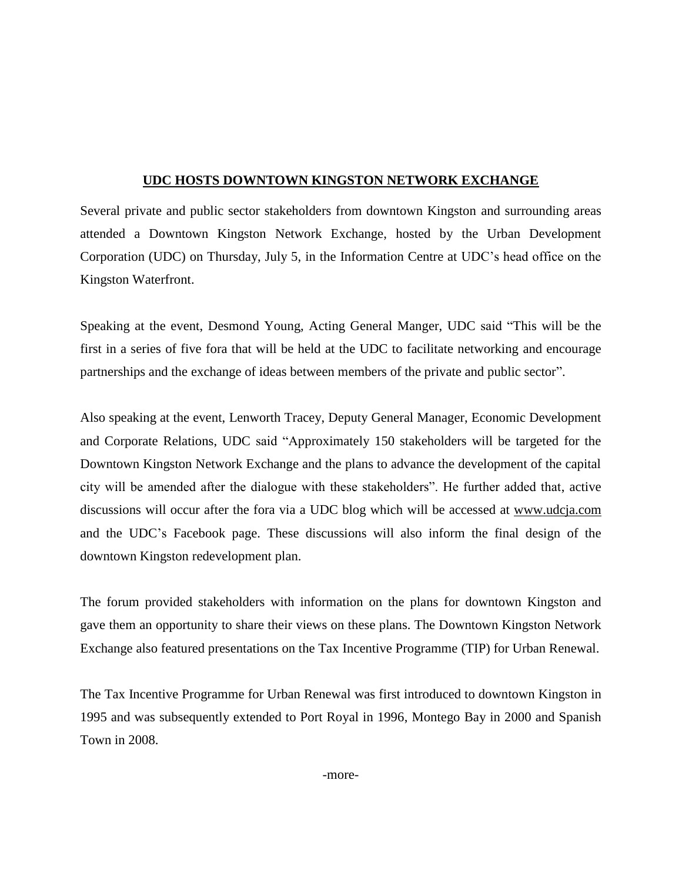# UDC HOSTS DOWNTOWN KINGSTON NETWORK EXCHANGE

Several private and public sector stakeholders from downtown Kingston and surrounding areas attended a Downtown Kingston Network Exchange, hosted by the Urban Development Corporation (UDC) on Thursday, July 5, in the Information Centre at UDC's head office on the Kingston Waterfront.

Speaking at the event, Desmond Young, Acting General Manger, UDC said "This will be the first in a series of five fora that will be held at the UDC to facilitate networking and encourage partnerships and the exchange of ideas between members of the private and public sector".

Also speaking at the event, Lenworth Tracey, Deputy General Manager, Economic Development and Corporate Relations, UDC said "Approximately 150 stakeholders will be targeted for the Downtown Kingston Network Exchange and the plans to advance the development of the capital city will be amended after the dialogue with these stakeholders". He further added that, active discussions will occur after the fora via a UDC blog which will be accessed at www.udcja.com and the UDC's Facebook page. These discussions will also inform the final design of the downtown Kingston redevelopment plan.

The forum provided stakeholders with information on the plans for downtown Kingston and gave them an opportunity to share their views on these plans. The Downtown Kingston Network Exchange also featured presentations on the Tax Incentive Programme (TIP) for Urban Renewal.

The Tax Incentive Programme for Urban Renewal was first introduced to downtown Kingston in 1995 and was subsequently extended to Port Royal in 1996, Montego Bay in 2000 and Spanish Town in 2008.

-more-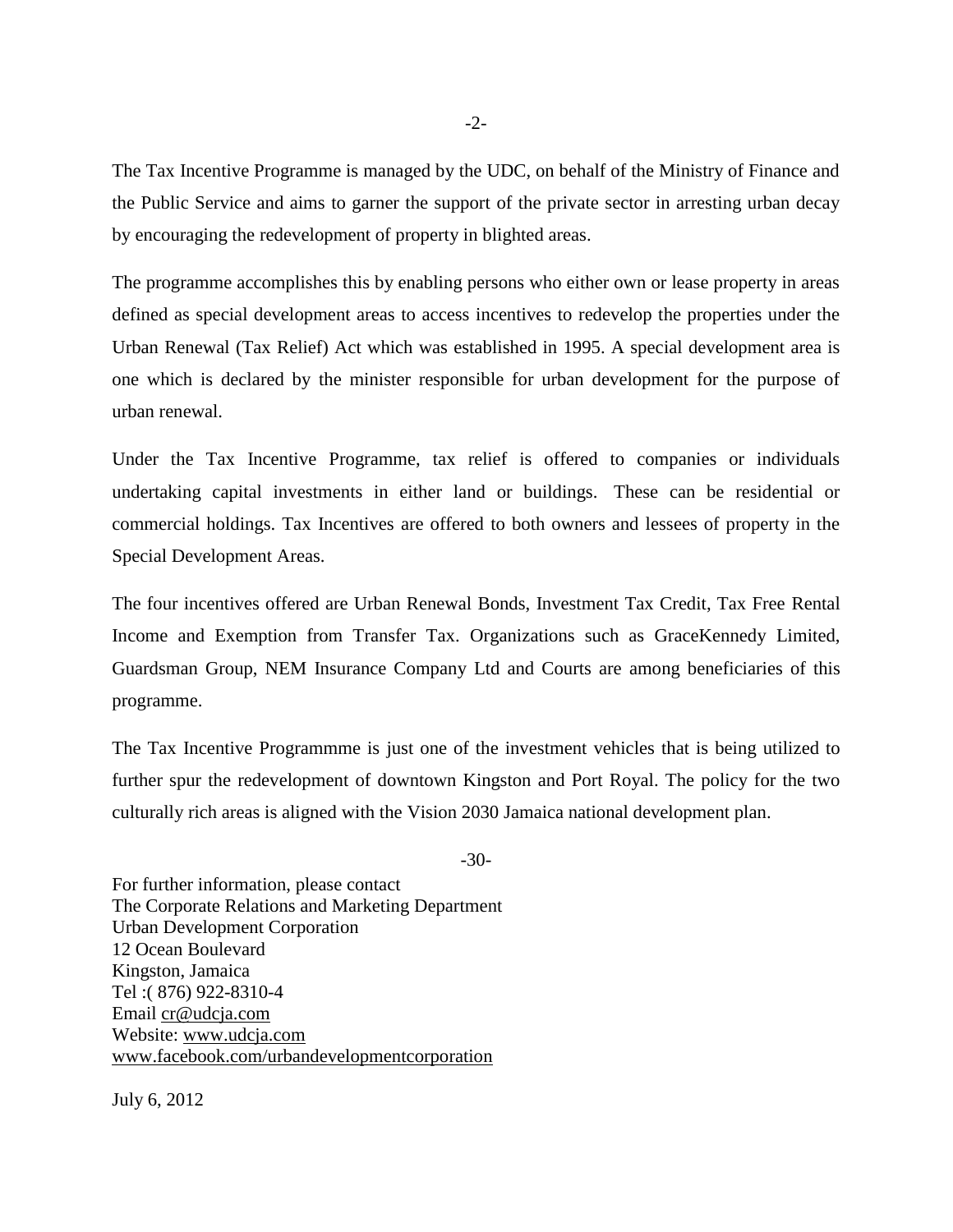The Tax Incentive Programme is managed by the UDC, on behalf of the Ministry of Finance and the Public Service and aims to garner the support of the private sector in arresting urban decay by encouraging the redevelopment of property in blighted areas.

The programme accomplishes this by enabling persons who either own or lease property in areas defined as special development areas to access incentives to redevelop the properties under the Urban Renewal (Tax Relief) Act which was established in 1995. A special development area is one which is declared by the minister responsible for urban development for the purpose of urban renewal.

Under the Tax Incentive Programme, tax relief is offered to companies or individuals undertaking capital investments in either land or buildings. These can be residential or commercial holdings. Tax Incentives are offered to both owners and lessees of property in the Special Development Areas.

The four incentives offered are Urban Renewal Bonds, Investment Tax Credit, Tax Free Rental Income and Exemption from Transfer Tax. Organizations such as GraceKennedy Limited, Guardsman Group, NEM Insurance Company Ltd and Courts are among beneficiaries of this programme.

The Tax Incentive Programmme is just one of the investment vehicles that is being utilized to further spur the redevelopment of downtown Kingston and Port Royal. The policy for the two culturally rich areas is aligned with the Vision 2030 Jamaica national development plan.

-30-

For further information, please contact
The Corporate Relations and Marketing Department
Urban Development Corporation
12 Ocean Boulevard
Kingston, Jamaica
Tel :( 876) 922-8310-4
Email cr@udcja.com
Website: www.udcja.com
www.facebook.com/urbandevelopmentcorporation

July 6, 2012